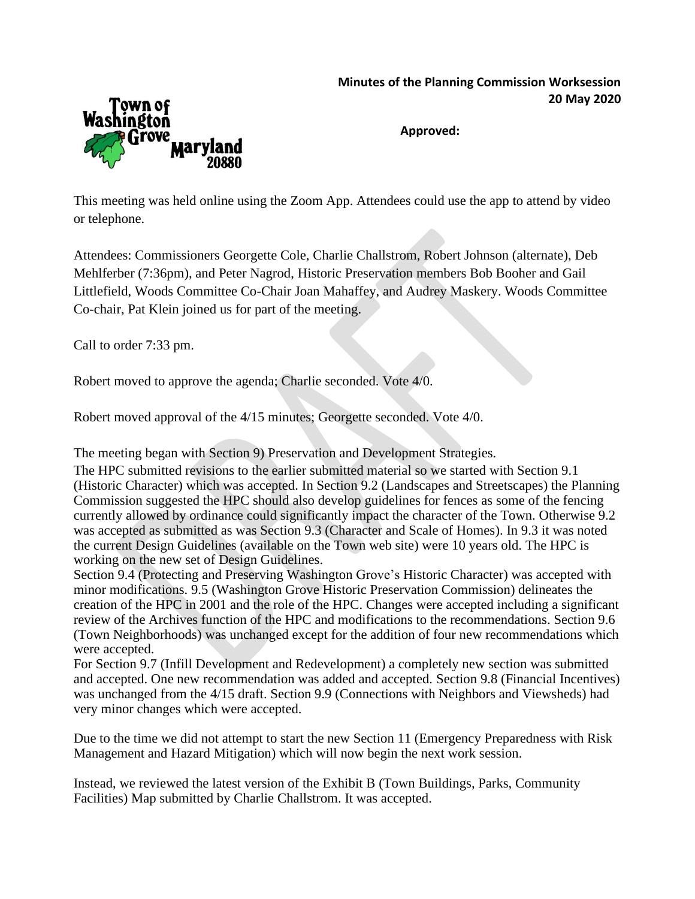**Minutes of the Planning Commission Worksession**
**20 May 2020**

**Approved:**

This meeting was held online using the Zoom App. Attendees could use the app to attend by video or telephone.

Attendees: Commissioners Georgette Cole, Charlie Challstrom, Robert Johnson (alternate), Deb Mehlferber (7:36pm), and Peter Nagrod, Historic Preservation members Bob Booher and Gail Littlefield, Woods Committee Co-Chair Joan Mahaffey, and Audrey Maskery. Woods Committee Co-chair, Pat Klein joined us for part of the meeting.

Call to order 7:33 pm.

Robert moved to approve the agenda; Charlie seconded. Vote 4/0.

Robert moved approval of the 4/15 minutes; Georgette seconded. Vote 4/0.

The meeting began with Section 9) Preservation and Development Strategies.

The HPC submitted revisions to the earlier submitted material so we started with Section 9.1 (Historic Character) which was accepted. In Section 9.2 (Landscapes and Streetscapes) the Planning Commission suggested the HPC should also develop guidelines for fences as some of the fencing currently allowed by ordinance could significantly impact the character of the Town. Otherwise 9.2 was accepted as submitted as was Section 9.3 (Character and Scale of Homes). In 9.3 it was noted the current Design Guidelines (available on the Town web site) were 10 years old. The HPC is working on the new set of Design Guidelines.

Section 9.4 (Protecting and Preserving Washington Grove's Historic Character) was accepted with minor modifications. 9.5 (Washington Grove Historic Preservation Commission) delineates the creation of the HPC in 2001 and the role of the HPC. Changes were accepted including a significant review of the Archives function of the HPC and modifications to the recommendations. Section 9.6 (Town Neighborhoods) was unchanged except for the addition of four new recommendations which were accepted.

For Section 9.7 (Infill Development and Redevelopment) a completely new section was submitted and accepted. One new recommendation was added and accepted. Section 9.8 (Financial Incentives) was unchanged from the 4/15 draft. Section 9.9 (Connections with Neighbors and Viewsheds) had very minor changes which were accepted.

Due to the time we did not attempt to start the new Section 11 (Emergency Preparedness with Risk Management and Hazard Mitigation) which will now begin the next work session.

Instead, we reviewed the latest version of the Exhibit B (Town Buildings, Parks, Community Facilities) Map submitted by Charlie Challstrom. It was accepted.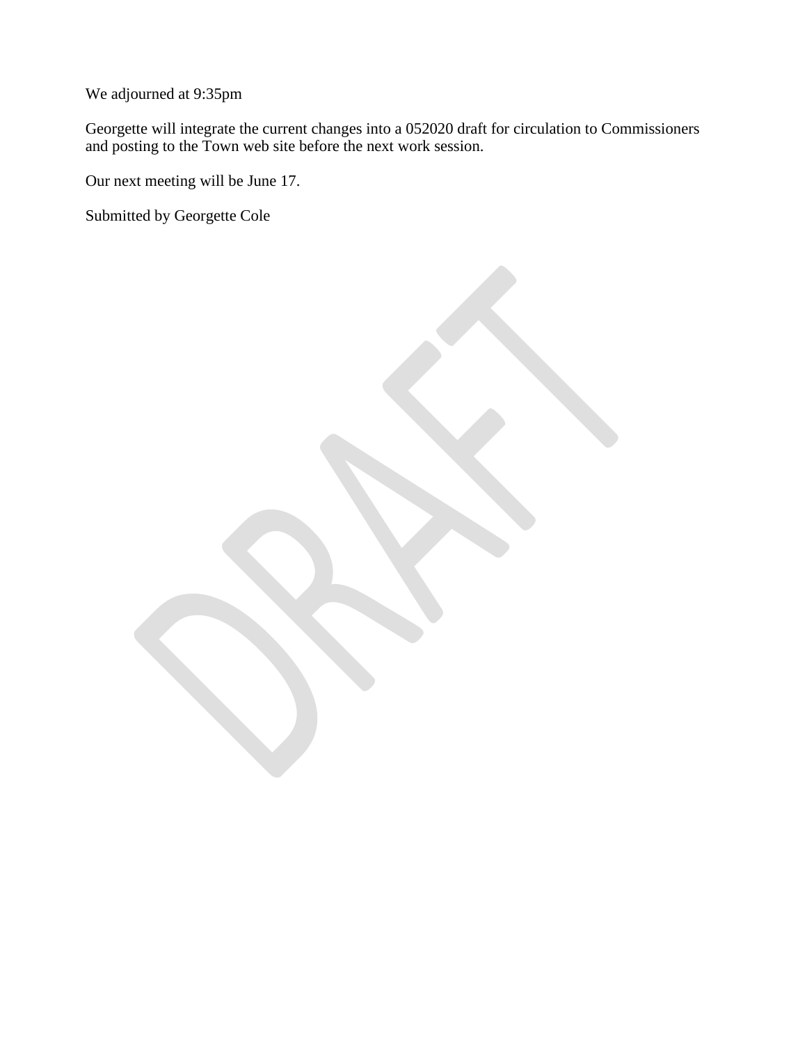We adjourned at 9:35pm

Georgette will integrate the current changes into a 052020 draft for circulation to Commissioners and posting to the Town web site before the next work session.

Our next meeting will be June 17.

Submitted by Georgette Cole